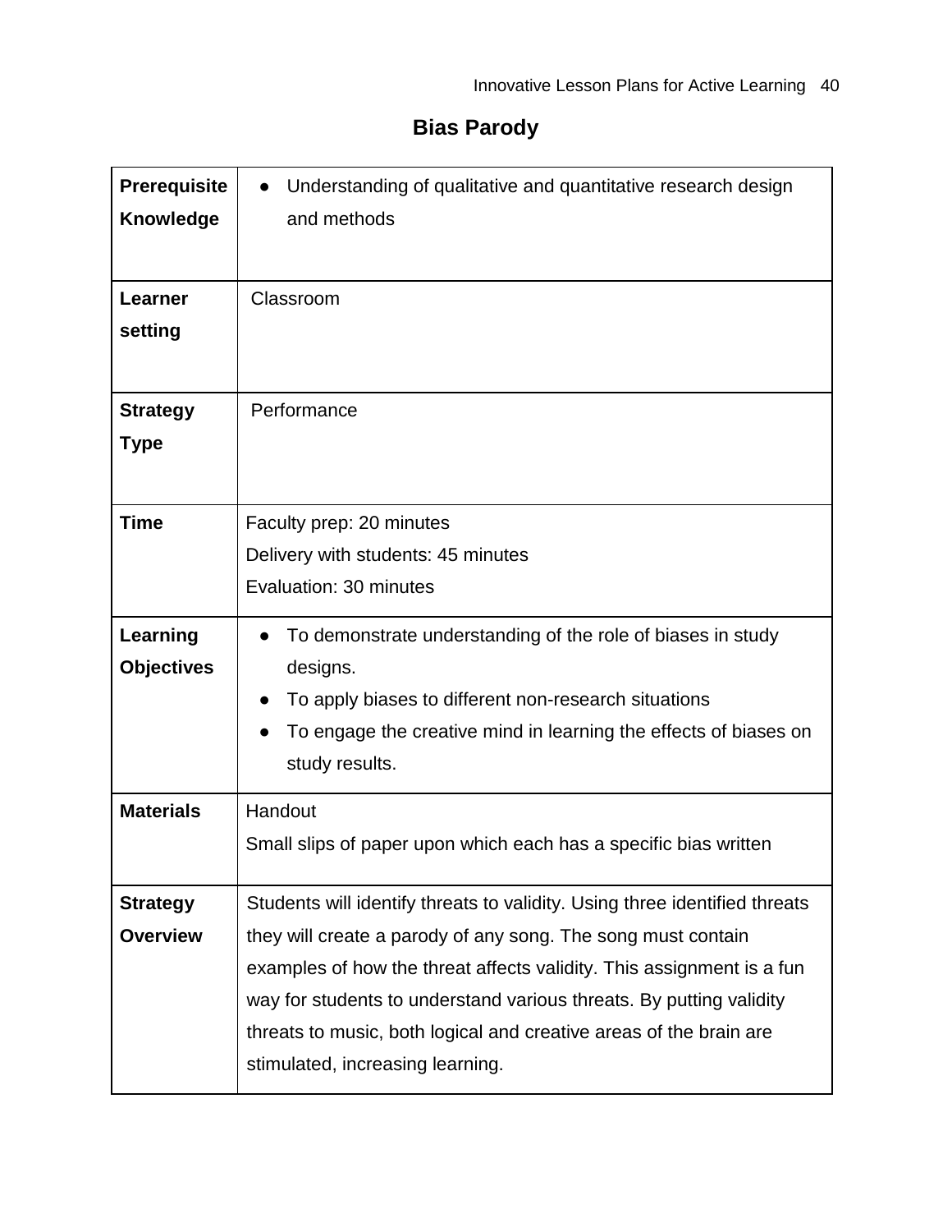# Bias Parody

| | |
|---|---|
| **Prerequisite Knowledge** | • Understanding of qualitative and quantitative research design and methods |
| **Learner setting** | Classroom |
| **Strategy Type** | Performance |
| **Time** | Faculty prep: 20 minutes<br>Delivery with students: 45 minutes<br>Evaluation: 30 minutes |
| **Learning Objectives** | • To demonstrate understanding of the role of biases in study designs.<br>• To apply biases to different non-research situations<br>• To engage the creative mind in learning the effects of biases on study results. |
| **Materials** | Handout<br>Small slips of paper upon which each has a specific bias written |
| **Strategy Overview** | Students will identify threats to validity. Using three identified threats they will create a parody of any song. The song must contain examples of how the threat affects validity. This assignment is a fun way for students to understand various threats. By putting validity threats to music, both logical and creative areas of the brain are stimulated, increasing learning. |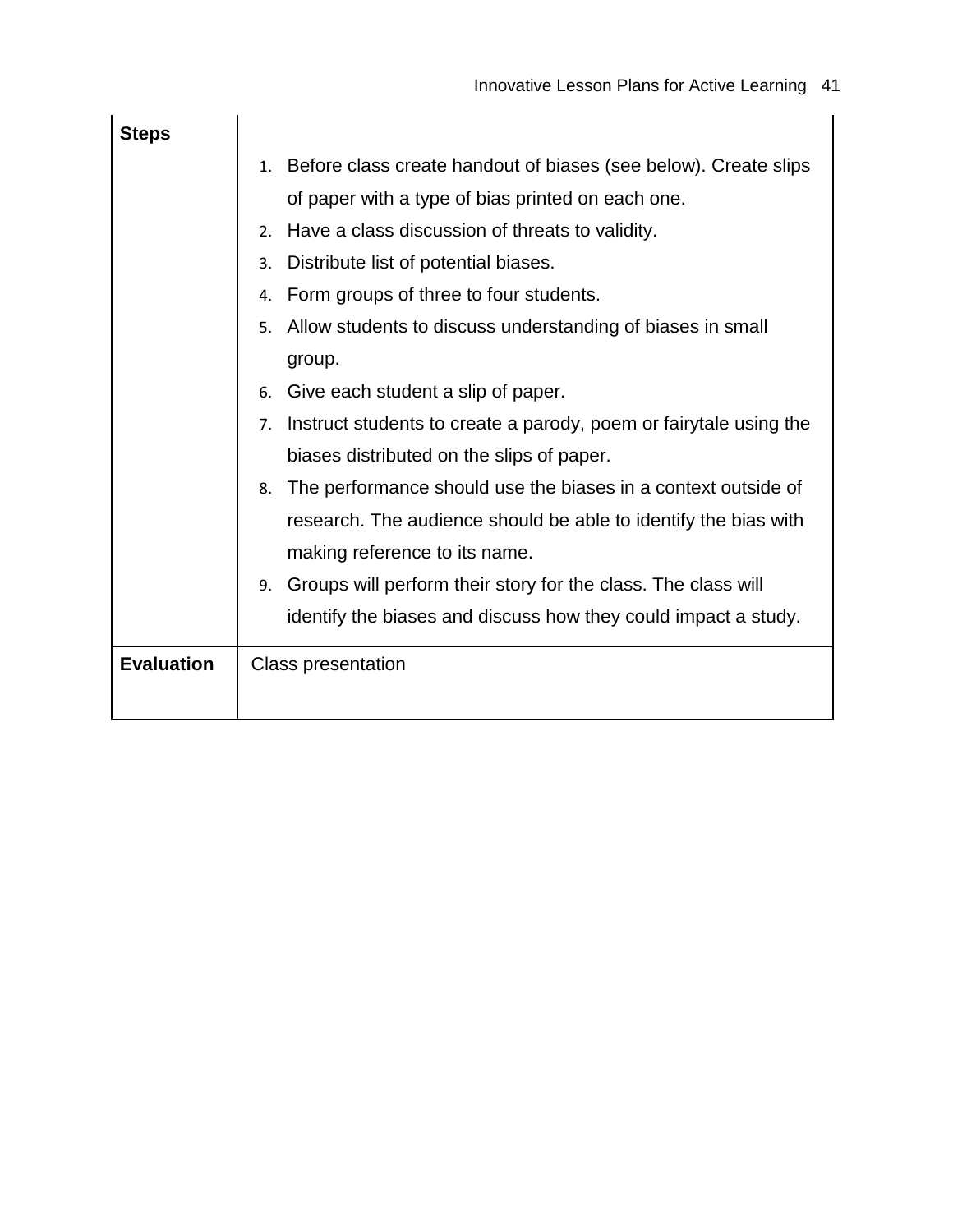| | |
|---|---|
| **Steps** | 1. Before class create handout of biases (see below). Create slips of paper with a type of bias printed on each one.<br>2. Have a class discussion of threats to validity.<br>3. Distribute list of potential biases.<br>4. Form groups of three to four students.<br>5. Allow students to discuss understanding of biases in small group.<br>6. Give each student a slip of paper.<br>7. Instruct students to create a parody, poem or fairytale using the biases distributed on the slips of paper.<br>8. The performance should use the biases in a context outside of research. The audience should be able to identify the bias with making reference to its name.<br>9. Groups will perform their story for the class. The class will identify the biases and discuss how they could impact a study. |
| **Evaluation** | Class presentation |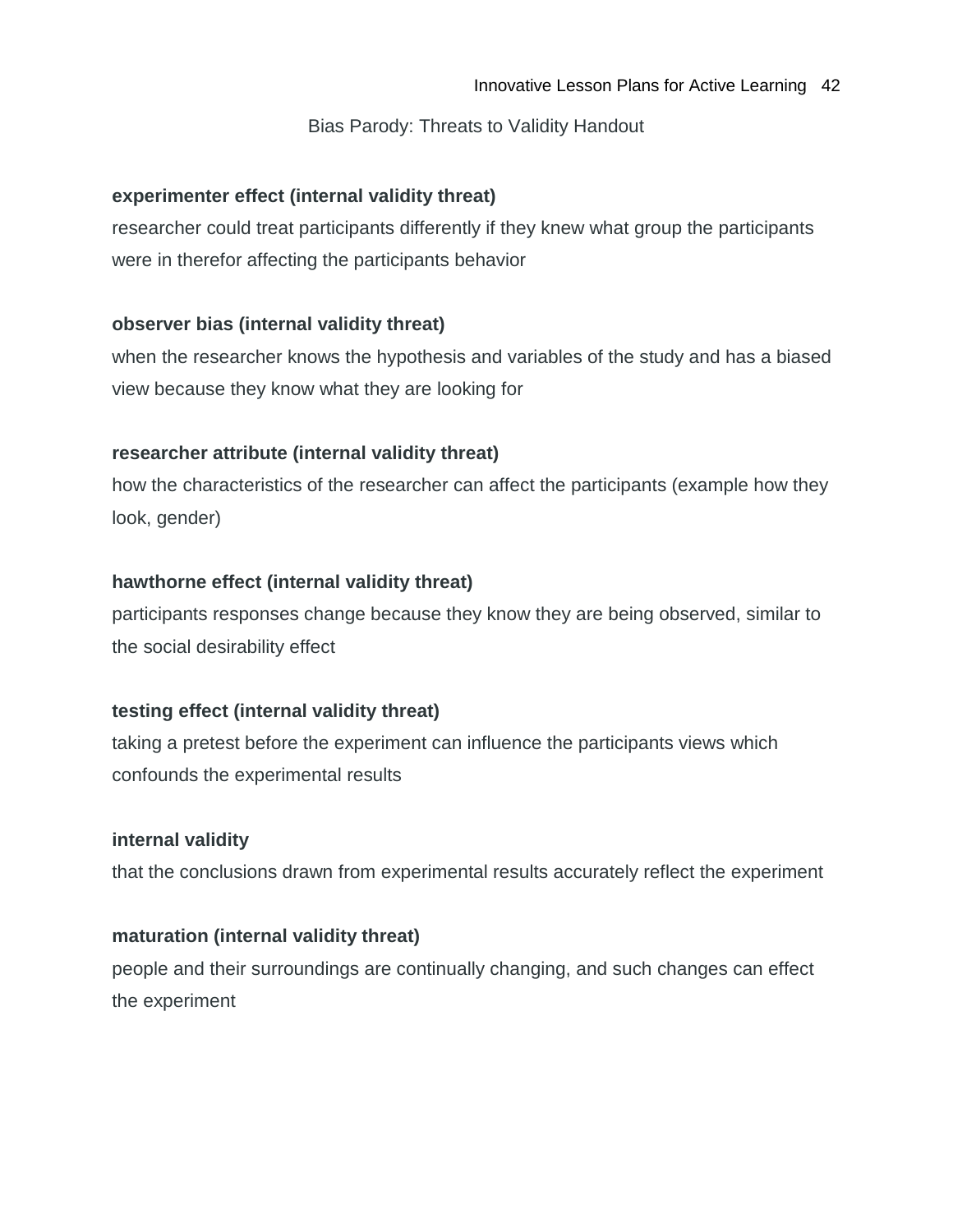## Bias Parody: Threats to Validity Handout

**experimenter effect (internal validity threat)**
researcher could treat participants differently if they knew what group the participants were in therefor affecting the participants behavior

**observer bias (internal validity threat)**
when the researcher knows the hypothesis and variables of the study and has a biased view because they know what they are looking for

**researcher attribute (internal validity threat)**
how the characteristics of the researcher can affect the participants (example how they look, gender)

**hawthorne effect (internal validity threat)**
participants responses change because they know they are being observed, similar to the social desirability effect

**testing effect (internal validity threat)**
taking a pretest before the experiment can influence the participants views which confounds the experimental results

**internal validity**
that the conclusions drawn from experimental results accurately reflect the experiment

**maturation (internal validity threat)**
people and their surroundings are continually changing, and such changes can effect the experiment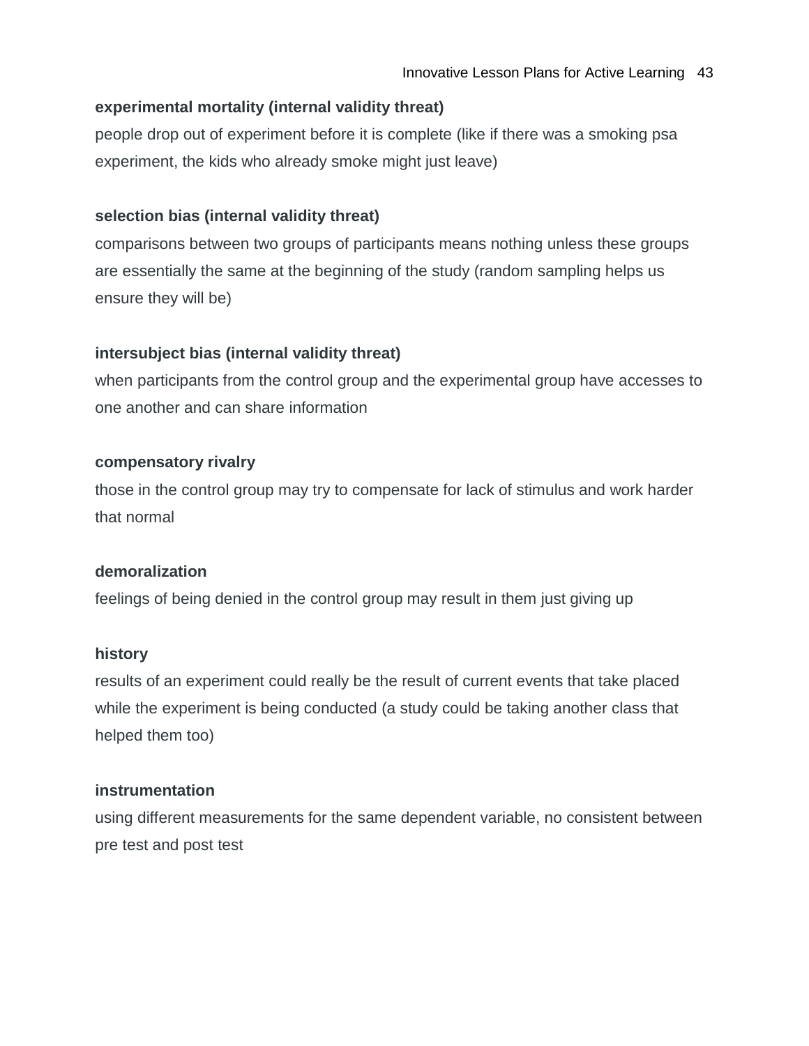**experimental mortality (internal validity threat)**
people drop out of experiment before it is complete (like if there was a smoking psa experiment, the kids who already smoke might just leave)

**selection bias (internal validity threat)**
comparisons between two groups of participants means nothing unless these groups are essentially the same at the beginning of the study (random sampling helps us ensure they will be)

**intersubject bias (internal validity threat)**
when participants from the control group and the experimental group have accesses to one another and can share information

**compensatory rivalry**
those in the control group may try to compensate for lack of stimulus and work harder that normal

**demoralization**
feelings of being denied in the control group may result in them just giving up

**history**
results of an experiment could really be the result of current events that take placed while the experiment is being conducted (a study could be taking another class that helped them too)

**instrumentation**
using different measurements for the same dependent variable, no consistent between pre test and post test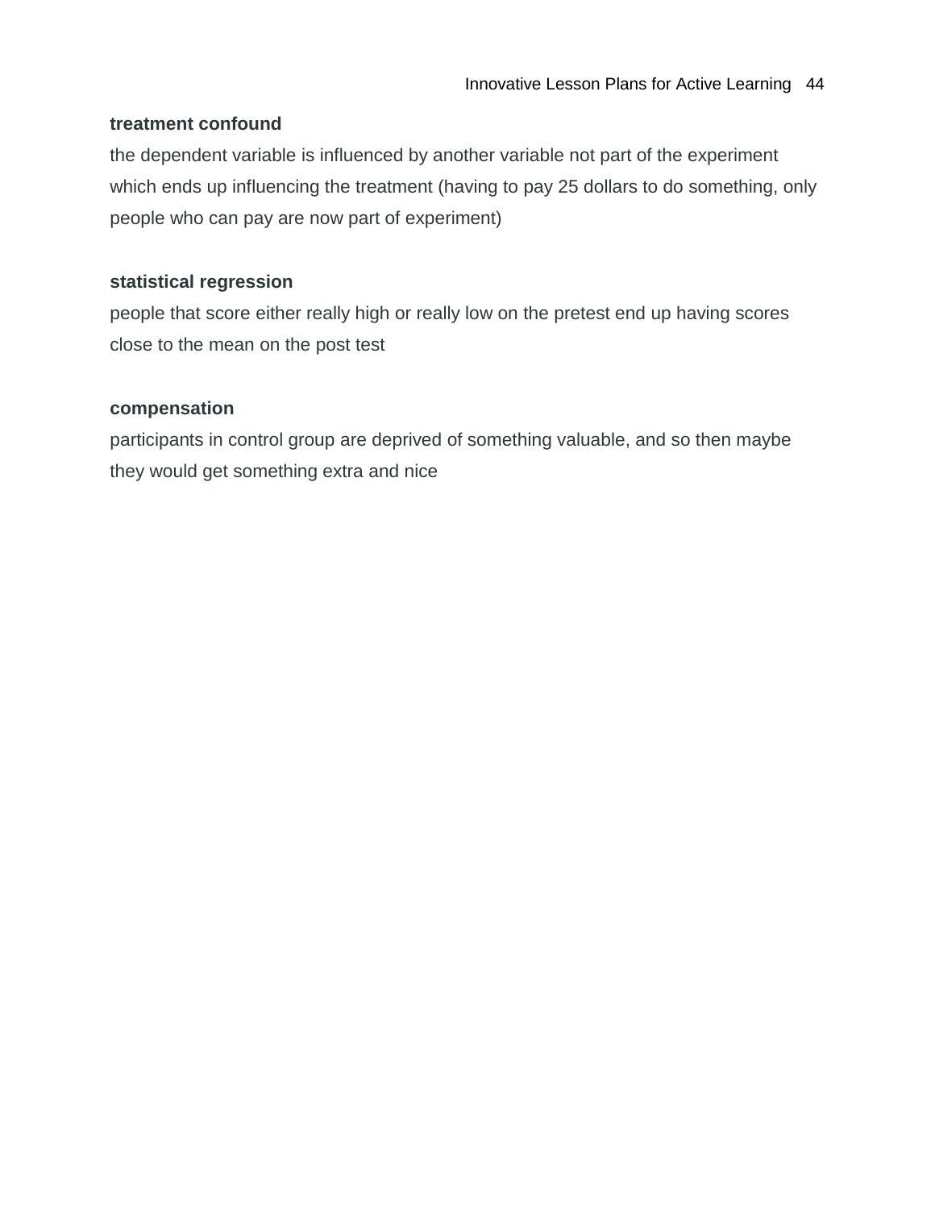**treatment confound**
the dependent variable is influenced by another variable not part of the experiment which ends up influencing the treatment (having to pay 25 dollars to do something, only people who can pay are now part of experiment)

**statistical regression**
people that score either really high or really low on the pretest end up having scores close to the mean on the post test

**compensation**
participants in control group are deprived of something valuable, and so then maybe they would get something extra and nice